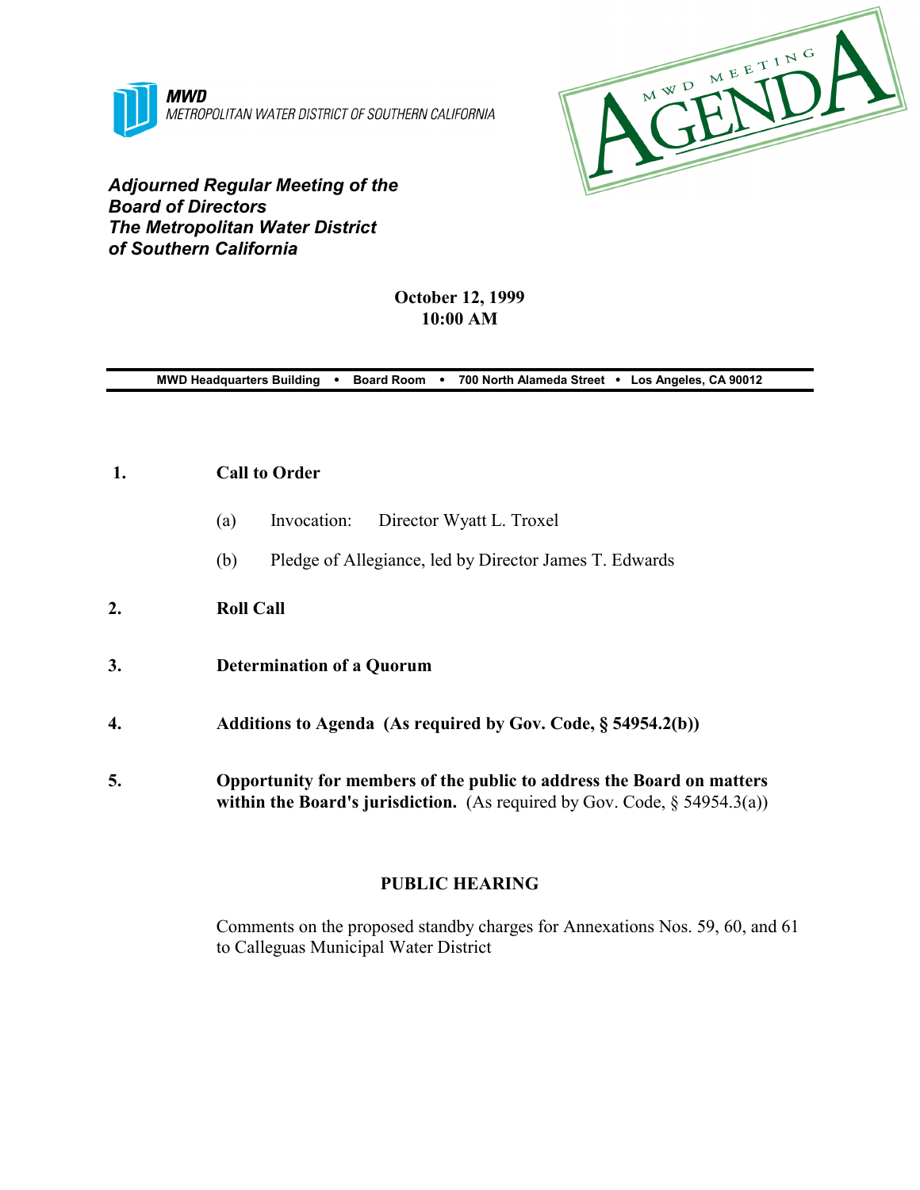**MWD**
METROPOLITAN WATER DISTRICT OF SOUTHERN CALIFORNIA

MWD MEETING AGENDA

# *Adjourned Regular Meeting of the Board of Directors The Metropolitan Water District of Southern California*

**October 12, 1999**
**10:00 AM**

**MWD Headquarters Building • Board Room • 700 North Alameda Street • Los Angeles, CA 90012**

**1.** **Call to Order**

(a) Invocation: Director Wyatt L. Troxel

(b) Pledge of Allegiance, led by Director James T. Edwards

**2.** **Roll Call**

**3.** **Determination of a Quorum**

**4.** **Additions to Agenda (As required by Gov. Code, § 54954.2(b))**

**5.** **Opportunity for members of the public to address the Board on matters within the Board's jurisdiction.** (As required by Gov. Code, § 54954.3(a))

## PUBLIC HEARING

Comments on the proposed standby charges for Annexations Nos. 59, 60, and 61 to Calleguas Municipal Water District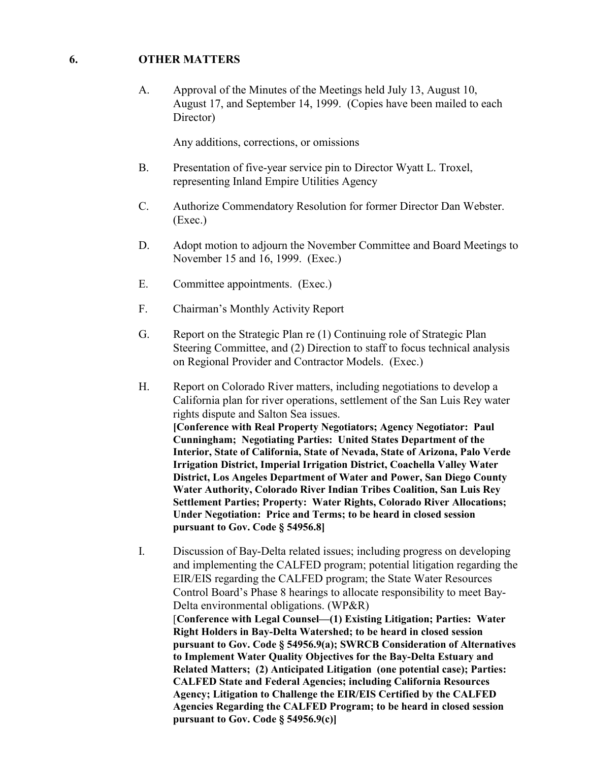## 6. OTHER MATTERS

A. Approval of the Minutes of the Meetings held July 13, August 10, August 17, and September 14, 1999. (Copies have been mailed to each Director)

   Any additions, corrections, or omissions

B. Presentation of five-year service pin to Director Wyatt L. Troxel, representing Inland Empire Utilities Agency

C. Authorize Commendatory Resolution for former Director Dan Webster. (Exec.)

D. Adopt motion to adjourn the November Committee and Board Meetings to November 15 and 16, 1999. (Exec.)

E. Committee appointments. (Exec.)

F. Chairman's Monthly Activity Report

G. Report on the Strategic Plan re (1) Continuing role of Strategic Plan Steering Committee, and (2) Direction to staff to focus technical analysis on Regional Provider and Contractor Models. (Exec.)

H. Report on Colorado River matters, including negotiations to develop a California plan for river operations, settlement of the San Luis Rey water rights dispute and Salton Sea issues.
   **[Conference with Real Property Negotiators; Agency Negotiator: Paul Cunningham; Negotiating Parties: United States Department of the Interior, State of California, State of Nevada, State of Arizona, Palo Verde Irrigation District, Imperial Irrigation District, Coachella Valley Water District, Los Angeles Department of Water and Power, San Diego County Water Authority, Colorado River Indian Tribes Coalition, San Luis Rey Settlement Parties; Property: Water Rights, Colorado River Allocations; Under Negotiation: Price and Terms; to be heard in closed session pursuant to Gov. Code § 54956.8]**

I. Discussion of Bay-Delta related issues; including progress on developing and implementing the CALFED program; potential litigation regarding the EIR/EIS regarding the CALFED program; the State Water Resources Control Board's Phase 8 hearings to allocate responsibility to meet Bay-Delta environmental obligations. (WP&R)
   [**Conference with Legal Counsel—(1) Existing Litigation; Parties: Water Right Holders in Bay-Delta Watershed; to be heard in closed session pursuant to Gov. Code § 54956.9(a); SWRCB Consideration of Alternatives to Implement Water Quality Objectives for the Bay-Delta Estuary and Related Matters; (2) Anticipated Litigation (one potential case); Parties: CALFED State and Federal Agencies; including California Resources Agency; Litigation to Challenge the EIR/EIS Certified by the CALFED Agencies Regarding the CALFED Program; to be heard in closed session pursuant to Gov. Code § 54956.9(c)]**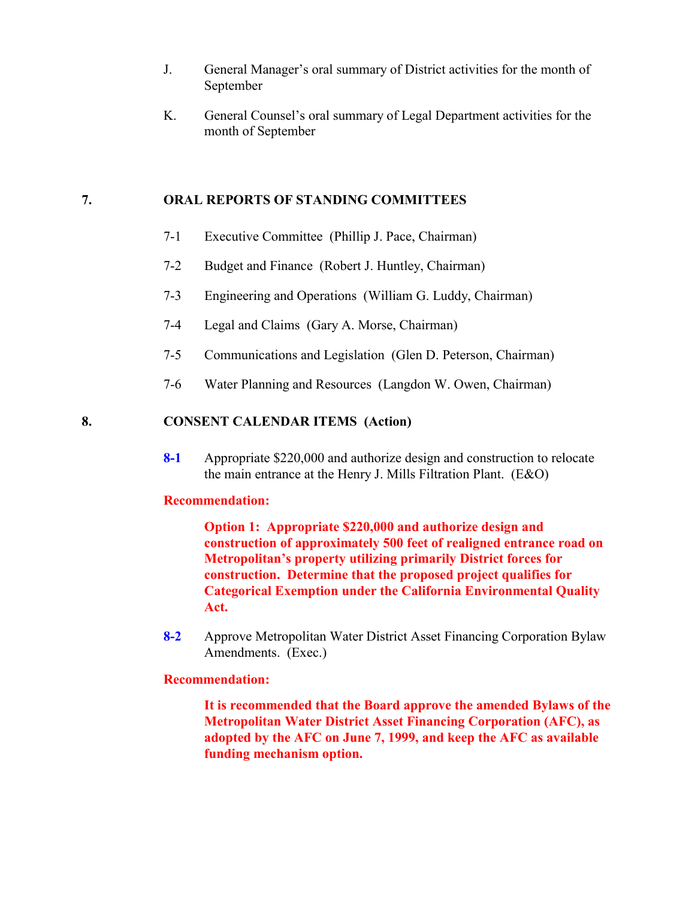J. General Manager's oral summary of District activities for the month of September

K. General Counsel's oral summary of Legal Department activities for the month of September

## 7. ORAL REPORTS OF STANDING COMMITTEES

7-1 Executive Committee (Phillip J. Pace, Chairman)

7-2 Budget and Finance (Robert J. Huntley, Chairman)

7-3 Engineering and Operations (William G. Luddy, Chairman)

7-4 Legal and Claims (Gary A. Morse, Chairman)

7-5 Communications and Legislation (Glen D. Peterson, Chairman)

7-6 Water Planning and Resources (Langdon W. Owen, Chairman)

## 8. CONSENT CALENDAR ITEMS (Action)

**8-1** Appropriate $220,000 and authorize design and construction to relocate the main entrance at the Henry J. Mills Filtration Plant. (E&O)

**Recommendation:**

**Option 1: Appropriate $220,000 and authorize design and construction of approximately 500 feet of realigned entrance road on Metropolitan's property utilizing primarily District forces for construction. Determine that the proposed project qualifies for Categorical Exemption under the California Environmental Quality Act.**

**8-2** Approve Metropolitan Water District Asset Financing Corporation Bylaw Amendments. (Exec.)

**Recommendation:**

**It is recommended that the Board approve the amended Bylaws of the Metropolitan Water District Asset Financing Corporation (AFC), as adopted by the AFC on June 7, 1999, and keep the AFC as available funding mechanism option.**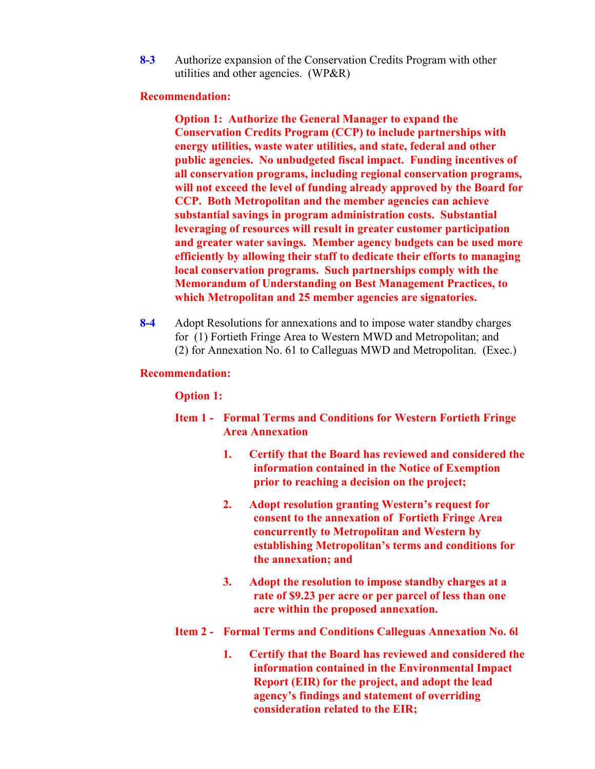**8-3** Authorize expansion of the Conservation Credits Program with other utilities and other agencies. (WP&R)

**Recommendation:**

**Option 1: Authorize the General Manager to expand the Conservation Credits Program (CCP) to include partnerships with energy utilities, waste water utilities, and state, federal and other public agencies. No unbudgeted fiscal impact. Funding incentives of all conservation programs, including regional conservation programs, will not exceed the level of funding already approved by the Board for CCP. Both Metropolitan and the member agencies can achieve substantial savings in program administration costs. Substantial leveraging of resources will result in greater customer participation and greater water savings. Member agency budgets can be used more efficiently by allowing their staff to dedicate their efforts to managing local conservation programs. Such partnerships comply with the Memorandum of Understanding on Best Management Practices, to which Metropolitan and 25 member agencies are signatories.**

**8-4** Adopt Resolutions for annexations and to impose water standby charges for (1) Fortieth Fringe Area to Western MWD and Metropolitan; and (2) for Annexation No. 61 to Calleguas MWD and Metropolitan. (Exec.)

**Recommendation:**

**Option 1:**

**Item 1 - Formal Terms and Conditions for Western Fortieth Fringe Area Annexation**

1. **Certify that the Board has reviewed and considered the information contained in the Notice of Exemption prior to reaching a decision on the project;**
2. **Adopt resolution granting Western's request for consent to the annexation of Fortieth Fringe Area concurrently to Metropolitan and Western by establishing Metropolitan's terms and conditions for the annexation; and**
3. **Adopt the resolution to impose standby charges at a rate of $9.23 per acre or per parcel of less than one acre within the proposed annexation.**

**Item 2 - Formal Terms and Conditions Calleguas Annexation No. 6l**

1. **Certify that the Board has reviewed and considered the information contained in the Environmental Impact Report (EIR) for the project, and adopt the lead agency's findings and statement of overriding consideration related to the EIR;**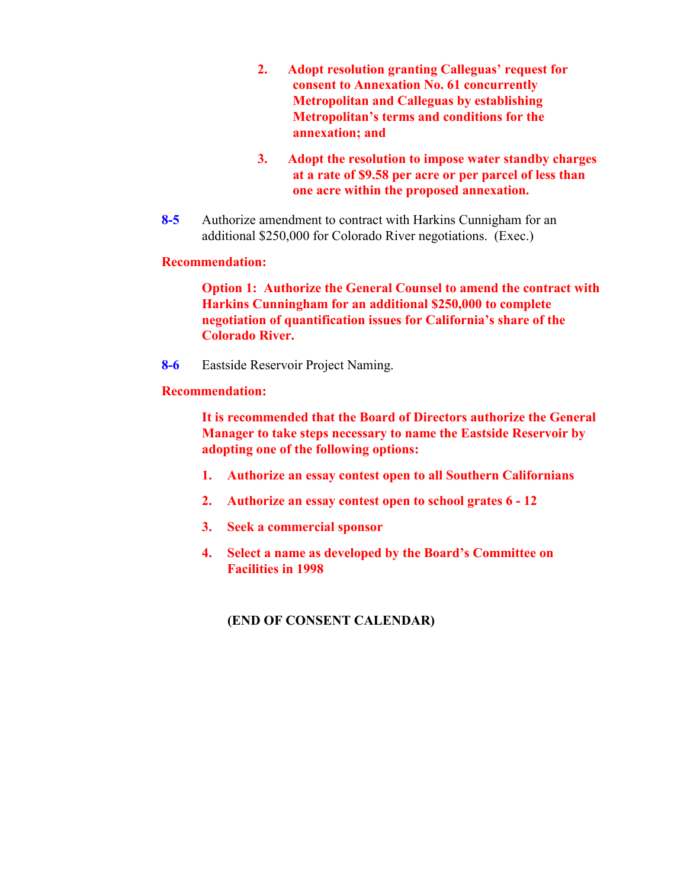2. **Adopt resolution granting Calleguas' request for consent to Annexation No. 61 concurrently Metropolitan and Calleguas by establishing Metropolitan's terms and conditions for the annexation; and**

3. **Adopt the resolution to impose water standby charges at a rate of $9.58 per acre or per parcel of less than one acre within the proposed annexation.**

**8-5** Authorize amendment to contract with Harkins Cunnigham for an additional $250,000 for Colorado River negotiations. (Exec.)

**Recommendation:**

**Option 1: Authorize the General Counsel to amend the contract with Harkins Cunningham for an additional $250,000 to complete negotiation of quantification issues for California's share of the Colorado River.**

**8-6** Eastside Reservoir Project Naming.

**Recommendation:**

**It is recommended that the Board of Directors authorize the General Manager to take steps necessary to name the Eastside Reservoir by adopting one of the following options:**

1. **Authorize an essay contest open to all Southern Californians**
2. **Authorize an essay contest open to school grates 6 - 12**
3. **Seek a commercial sponsor**
4. **Select a name as developed by the Board's Committee on Facilities in 1998**

**(END OF CONSENT CALENDAR)**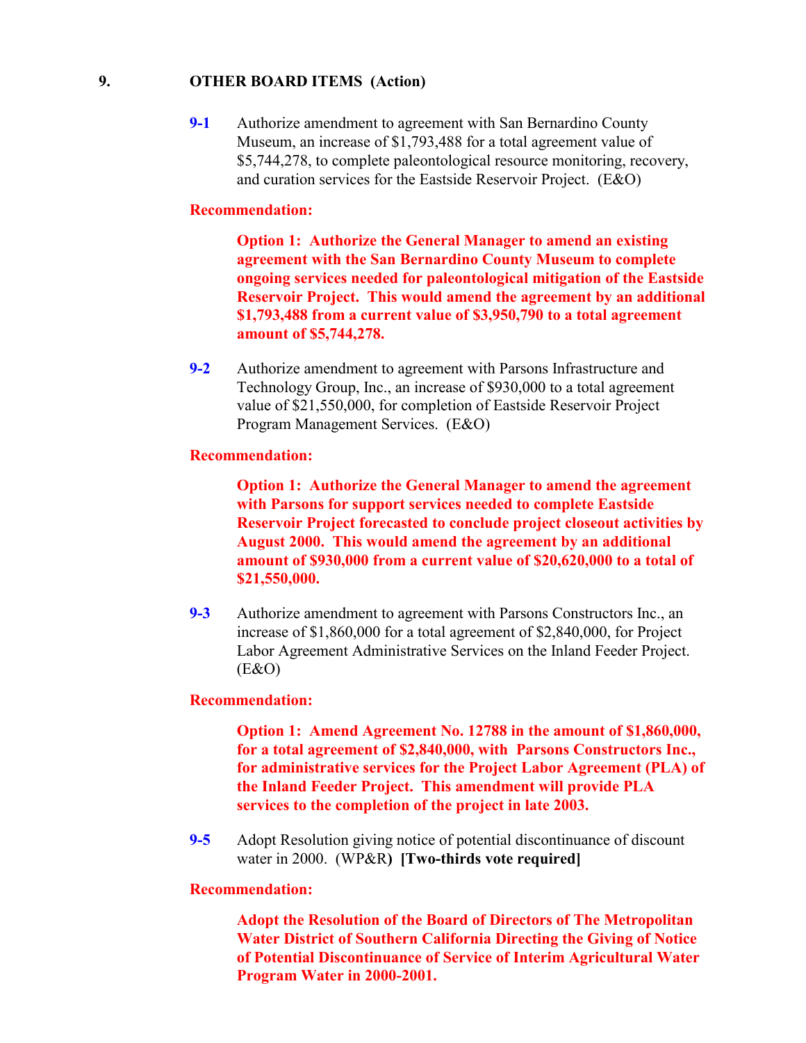## 9. OTHER BOARD ITEMS (Action)

**9-1** Authorize amendment to agreement with San Bernardino County Museum, an increase of $1,793,488 for a total agreement value of $5,744,278, to complete paleontological resource monitoring, recovery, and curation services for the Eastside Reservoir Project. (E&O)

**Recommendation:**

**Option 1: Authorize the General Manager to amend an existing agreement with the San Bernardino County Museum to complete ongoing services needed for paleontological mitigation of the Eastside Reservoir Project. This would amend the agreement by an additional $1,793,488 from a current value of $3,950,790 to a total agreement amount of $5,744,278.**

**9-2** Authorize amendment to agreement with Parsons Infrastructure and Technology Group, Inc., an increase of $930,000 to a total agreement value of $21,550,000, for completion of Eastside Reservoir Project Program Management Services. (E&O)

**Recommendation:**

**Option 1: Authorize the General Manager to amend the agreement with Parsons for support services needed to complete Eastside Reservoir Project forecasted to conclude project closeout activities by August 2000. This would amend the agreement by an additional amount of $930,000 from a current value of $20,620,000 to a total of $21,550,000.**

**9-3** Authorize amendment to agreement with Parsons Constructors Inc., an increase of $1,860,000 for a total agreement of $2,840,000, for Project Labor Agreement Administrative Services on the Inland Feeder Project. (E&O)

**Recommendation:**

**Option 1: Amend Agreement No. 12788 in the amount of $1,860,000, for a total agreement of $2,840,000, with Parsons Constructors Inc., for administrative services for the Project Labor Agreement (PLA) of the Inland Feeder Project. This amendment will provide PLA services to the completion of the project in late 2003.**

**9-5** Adopt Resolution giving notice of potential discontinuance of discount water in 2000. (WP&R) **[Two-thirds vote required]**

**Recommendation:**

**Adopt the Resolution of the Board of Directors of The Metropolitan Water District of Southern California Directing the Giving of Notice of Potential Discontinuance of Service of Interim Agricultural Water Program Water in 2000-2001.**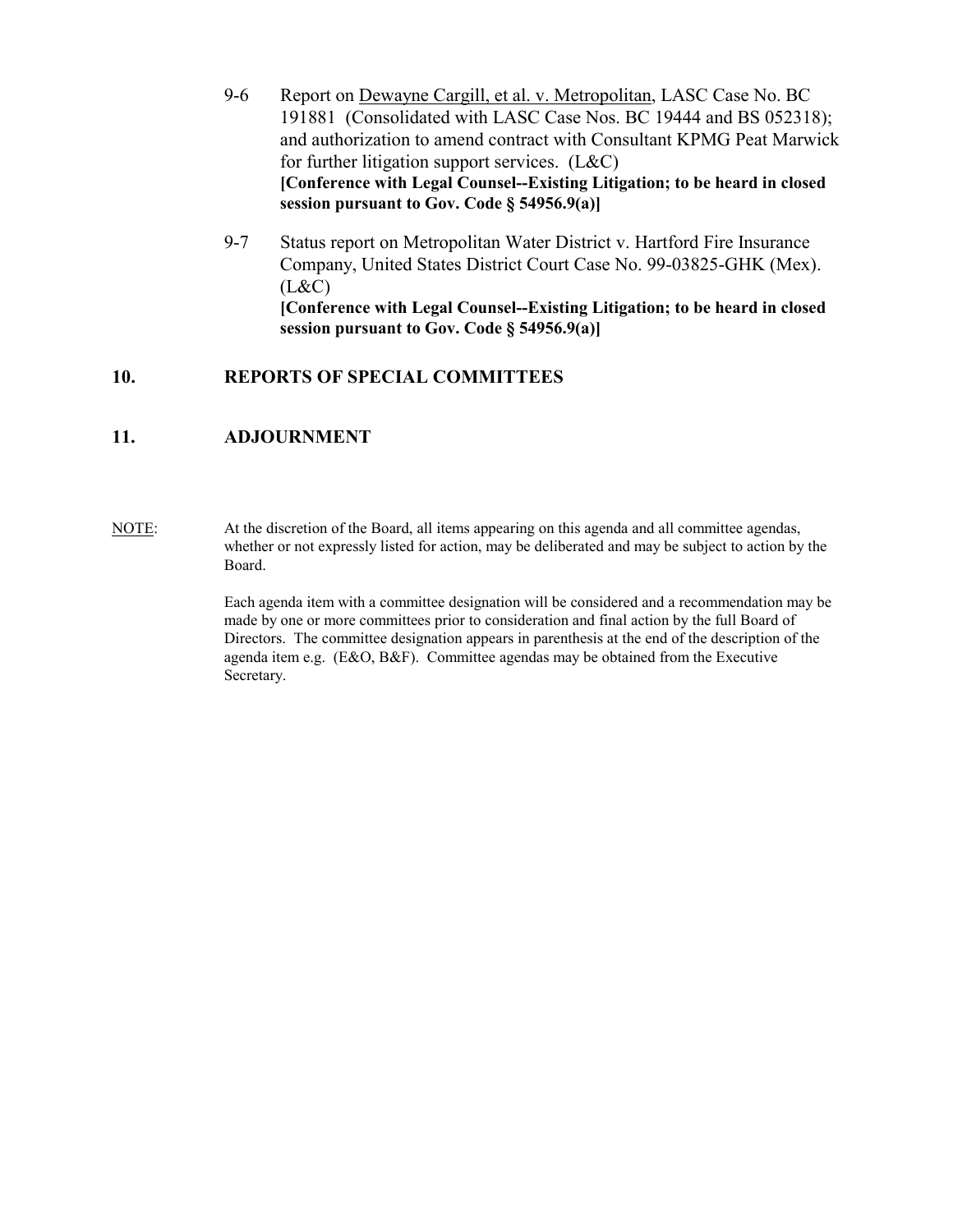9-6 Report on Dewayne Cargill, et al. v. Metropolitan, LASC Case No. BC 191881 (Consolidated with LASC Case Nos. BC 19444 and BS 052318); and authorization to amend contract with Consultant KPMG Peat Marwick for further litigation support services. (L&C)
**[Conference with Legal Counsel--Existing Litigation; to be heard in closed session pursuant to Gov. Code § 54956.9(a)]**

9-7 Status report on Metropolitan Water District v. Hartford Fire Insurance Company, United States District Court Case No. 99-03825-GHK (Mex). (L&C)
**[Conference with Legal Counsel--Existing Litigation; to be heard in closed session pursuant to Gov. Code § 54956.9(a)]**

## 10. REPORTS OF SPECIAL COMMITTEES

## 11. ADJOURNMENT

NOTE: At the discretion of the Board, all items appearing on this agenda and all committee agendas, whether or not expressly listed for action, may be deliberated and may be subject to action by the Board.

Each agenda item with a committee designation will be considered and a recommendation may be made by one or more committees prior to consideration and final action by the full Board of Directors. The committee designation appears in parenthesis at the end of the description of the agenda item e.g. (E&O, B&F). Committee agendas may be obtained from the Executive Secretary.